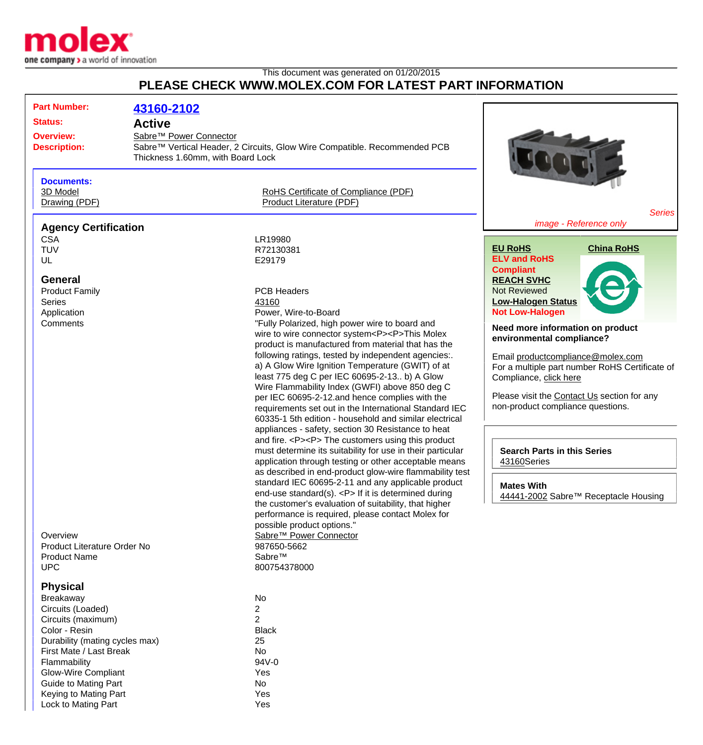This document was generated on 01/20/2015

# PLEASE CHECK WWW.MOLEX.COM FOR LATEST PART INFORMATION

| | |
|---|---|
| **Part Number:** | **43160-2102** |
| **Status:** | **Active** |
| **Overview:** | Sabre™ Power Connector |
| **Description:** | Sabre™ Vertical Header, 2 Circuits, Glow Wire Compatible. Recommended PCB Thickness 1.60mm, with Board Lock |

**Documents:**

- 3D Model
- Drawing (PDF)
- RoHS Certificate of Compliance (PDF)
- Product Literature (PDF)

*Series image - Reference only*

**EU RoHS**
**ELV and RoHS Compliant**

**China RoHS**

**REACH SVHC**
Not Reviewed

**Low-Halogen Status**
**Not Low-Halogen**

**Need more information on product environmental compliance?**

Email productcompliance@molex.com
For a multiple part number RoHS Certificate of Compliance, click here

Please visit the Contact Us section for any non-product compliance questions.

**Search Parts in this Series**
43160Series

**Mates With**
44441-2002 Sabre™ Receptacle Housing

## Agency Certification

| | |
|---|---|
| CSA | LR19980 |
| TUV | R72130381 |
| UL | E29179 |

## General

| | |
|---|---|
| Product Family | PCB Headers |
| Series | 43160 |
| Application | Power, Wire-to-Board |
| Comments | "Fully Polarized, high power wire to board and wire to wire connector system<P><P>This Molex product is manufactured from material that has the following ratings, tested by independent agencies:. a) A Glow Wire Ignition Temperature (GWIT) of at least 775 deg C per IEC 60695-2-13.. b) A Glow Wire Flammability Index (GWFI) above 850 deg C per IEC 60695-2-12.and hence complies with the requirements set out in the International Standard IEC 60335-1 5th edition - household and similar electrical appliances - safety, section 30 Resistance to heat and fire. <P><P> The customers using this product must determine its suitability for use in their particular application through testing or other acceptable means as described in end-product glow-wire flammability test standard IEC 60695-2-11 and any applicable product end-use standard(s). <P> If it is determined during the customer's evaluation of suitability, that higher performance is required, please contact Molex for possible product options." |
| Overview | Sabre™ Power Connector |
| Product Literature Order No | 987650-5662 |
| Product Name | Sabre™ |
| UPC | 800754378000 |

## Physical

| | |
|---|---|
| Breakaway | No |
| Circuits (Loaded) | 2 |
| Circuits (maximum) | 2 |
| Color - Resin | Black |
| Durability (mating cycles max) | 25 |
| First Mate / Last Break | No |
| Flammability | 94V-0 |
| Glow-Wire Compliant | Yes |
| Guide to Mating Part | No |
| Keying to Mating Part | Yes |
| Lock to Mating Part | Yes |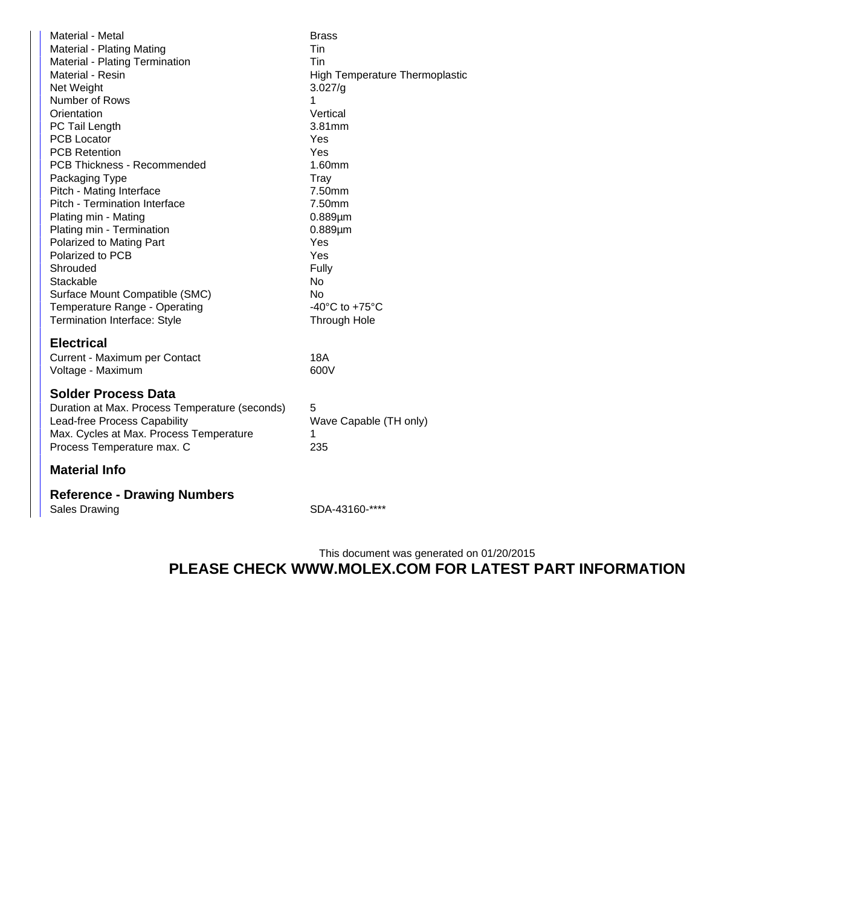| | |
|---|---|
| Material - Metal | Brass |
| Material - Plating Mating | Tin |
| Material - Plating Termination | Tin |
| Material - Resin | High Temperature Thermoplastic |
| Net Weight | 3.027/g |
| Number of Rows | 1 |
| Orientation | Vertical |
| PC Tail Length | 3.81mm |
| PCB Locator | Yes |
| PCB Retention | Yes |
| PCB Thickness - Recommended | 1.60mm |
| Packaging Type | Tray |
| Pitch - Mating Interface | 7.50mm |
| Pitch - Termination Interface | 7.50mm |
| Plating min - Mating | 0.889µm |
| Plating min - Termination | 0.889µm |
| Polarized to Mating Part | Yes |
| Polarized to PCB | Yes |
| Shrouded | Fully |
| Stackable | No |
| Surface Mount Compatible (SMC) | No |
| Temperature Range - Operating | -40°C to +75°C |
| Termination Interface: Style | Through Hole |

## Electrical

| | |
|---|---|
| Current - Maximum per Contact | 18A |
| Voltage - Maximum | 600V |

## Solder Process Data

| | |
|---|---|
| Duration at Max. Process Temperature (seconds) | 5 |
| Lead-free Process Capability | Wave Capable (TH only) |
| Max. Cycles at Max. Process Temperature | 1 |
| Process Temperature max. C | 235 |

## Material Info

## Reference - Drawing Numbers

| | |
|---|---|
| Sales Drawing | SDA-43160-**** |

This document was generated on 01/20/2015

**PLEASE CHECK WWW.MOLEX.COM FOR LATEST PART INFORMATION**